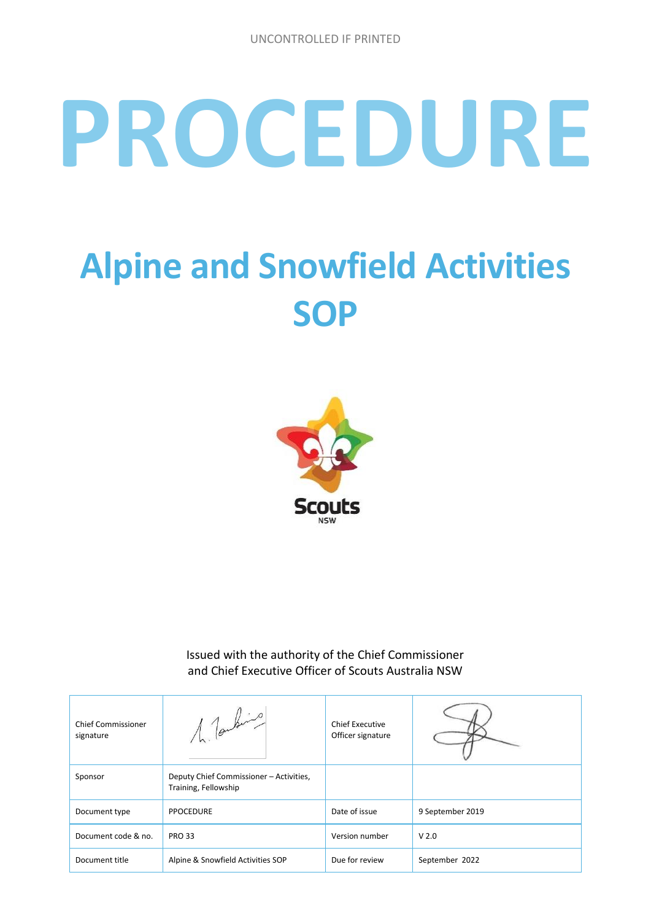UNCONTROLLED IF PRINTED

# PROCEDURE

# Alpine and Snowfield Activities SOP

Scouts NSW

Issued with the authority of the Chief Commissioner and Chief Executive Officer of Scouts Australia NSW

| Chief Commissioner signature | | Chief Executive Officer signature | |
|---|---|---|---|
| Sponsor | Deputy Chief Commissioner – Activities, Training, Fellowship | | |
| Document type | PPOCEDURE | Date of issue | 9 September 2019 |
| Document code & no. | PRO 33 | Version number | V 2.0 |
| Document title | Alpine & Snowfield Activities SOP | Due for review | September 2022 |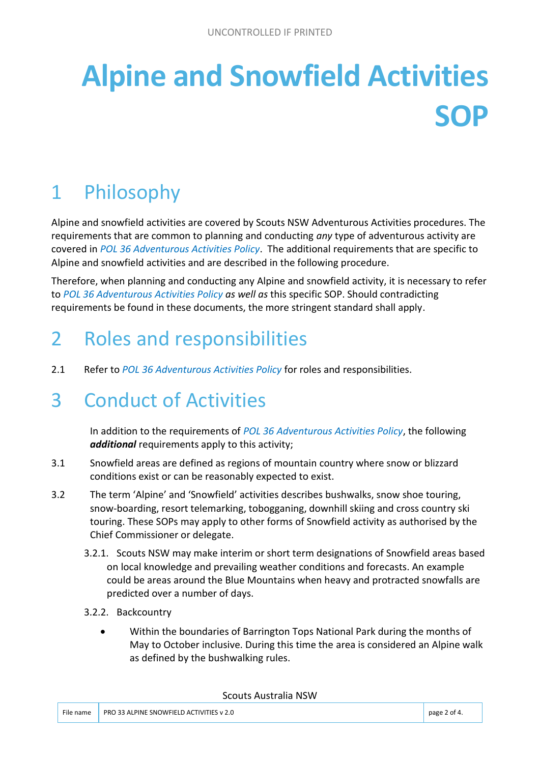# Alpine and Snowfield Activities SOP

## 1 Philosophy

Alpine and snowfield activities are covered by Scouts NSW Adventurous Activities procedures. The requirements that are common to planning and conducting *any* type of adventurous activity are covered in *POL 36 Adventurous Activities Policy*. The additional requirements that are specific to Alpine and snowfield activities and are described in the following procedure.

Therefore, when planning and conducting any Alpine and snowfield activity, it is necessary to refer to *POL 36 Adventurous Activities Policy* *as well as* this specific SOP. Should contradicting requirements be found in these documents, the more stringent standard shall apply.

## 2 Roles and responsibilities

2.1 Refer to *POL 36 Adventurous Activities Policy* for roles and responsibilities.

## 3 Conduct of Activities

In addition to the requirements of *POL 36 Adventurous Activities Policy*, the following ***additional*** requirements apply to this activity;

3.1 Snowfield areas are defined as regions of mountain country where snow or blizzard conditions exist or can be reasonably expected to exist.

3.2 The term 'Alpine' and 'Snowfield' activities describes bushwalks, snow shoe touring, snow-boarding, resort telemarking, tobogganing, downhill skiing and cross country ski touring. These SOPs may apply to other forms of Snowfield activity as authorised by the Chief Commissioner or delegate.

3.2.1. Scouts NSW may make interim or short term designations of Snowfield areas based on local knowledge and prevailing weather conditions and forecasts. An example could be areas around the Blue Mountains when heavy and protracted snowfalls are predicted over a number of days.

3.2.2. Backcountry

- Within the boundaries of Barrington Tops National Park during the months of May to October inclusive. During this time the area is considered an Alpine walk as defined by the bushwalking rules.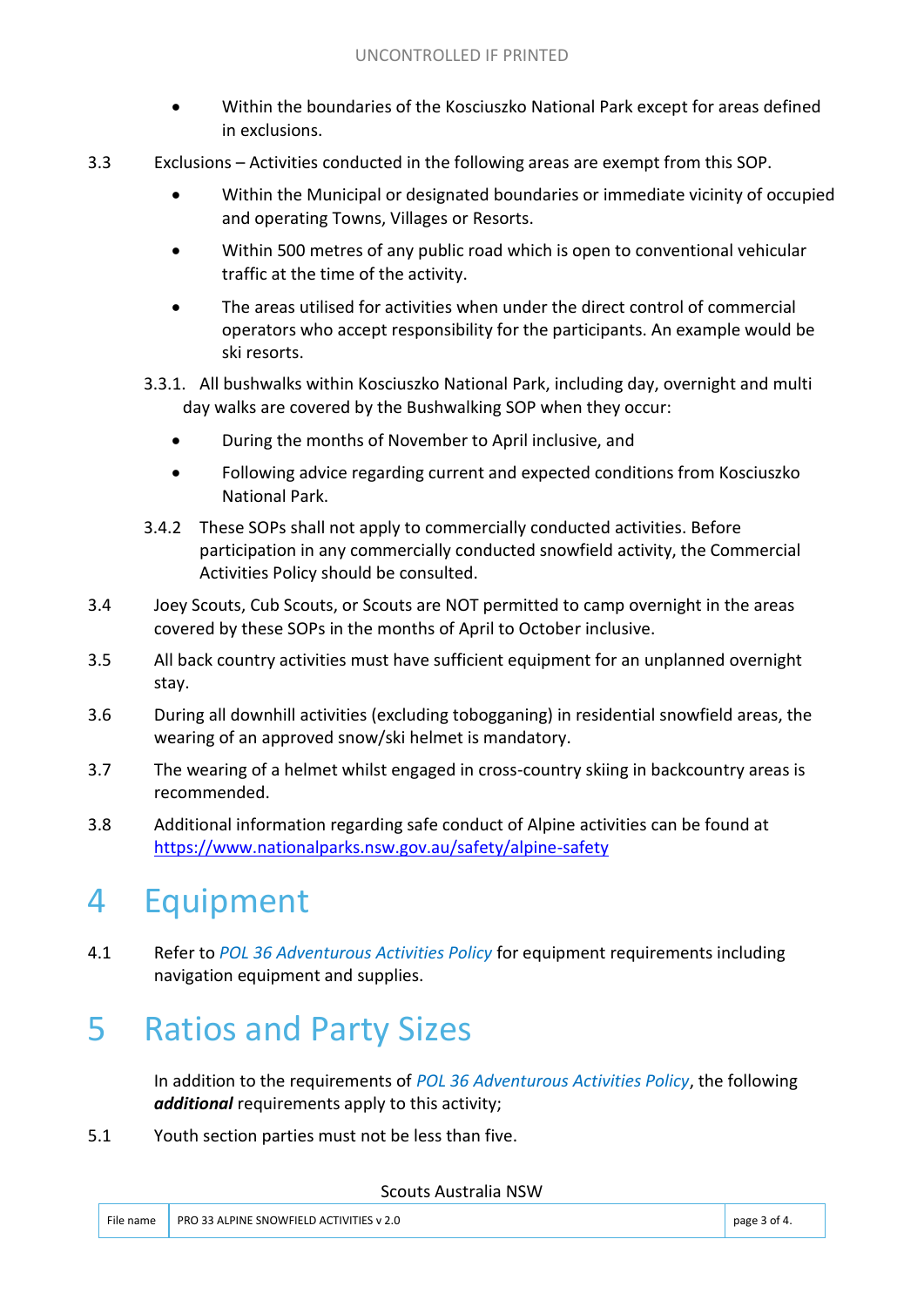- Within the boundaries of the Kosciuszko National Park except for areas defined in exclusions.

3.3 Exclusions – Activities conducted in the following areas are exempt from this SOP.

- Within the Municipal or designated boundaries or immediate vicinity of occupied and operating Towns, Villages or Resorts.
- Within 500 metres of any public road which is open to conventional vehicular traffic at the time of the activity.
- The areas utilised for activities when under the direct control of commercial operators who accept responsibility for the participants. An example would be ski resorts.

3.3.1. All bushwalks within Kosciuszko National Park, including day, overnight and multi day walks are covered by the Bushwalking SOP when they occur:

- During the months of November to April inclusive, and
- Following advice regarding current and expected conditions from Kosciuszko National Park.

3.4.2 These SOPs shall not apply to commercially conducted activities. Before participation in any commercially conducted snowfield activity, the Commercial Activities Policy should be consulted.

3.4 Joey Scouts, Cub Scouts, or Scouts are NOT permitted to camp overnight in the areas covered by these SOPs in the months of April to October inclusive.

3.5 All back country activities must have sufficient equipment for an unplanned overnight stay.

3.6 During all downhill activities (excluding tobogganing) in residential snowfield areas, the wearing of an approved snow/ski helmet is mandatory.

3.7 The wearing of a helmet whilst engaged in cross-country skiing in backcountry areas is recommended.

3.8 Additional information regarding safe conduct of Alpine activities can be found at https://www.nationalparks.nsw.gov.au/safety/alpine-safety

# 4 Equipment

4.1 Refer to *POL 36 Adventurous Activities Policy* for equipment requirements including navigation equipment and supplies.

# 5 Ratios and Party Sizes

In addition to the requirements of *POL 36 Adventurous Activities Policy*, the following ***additional*** requirements apply to this activity;

5.1 Youth section parties must not be less than five.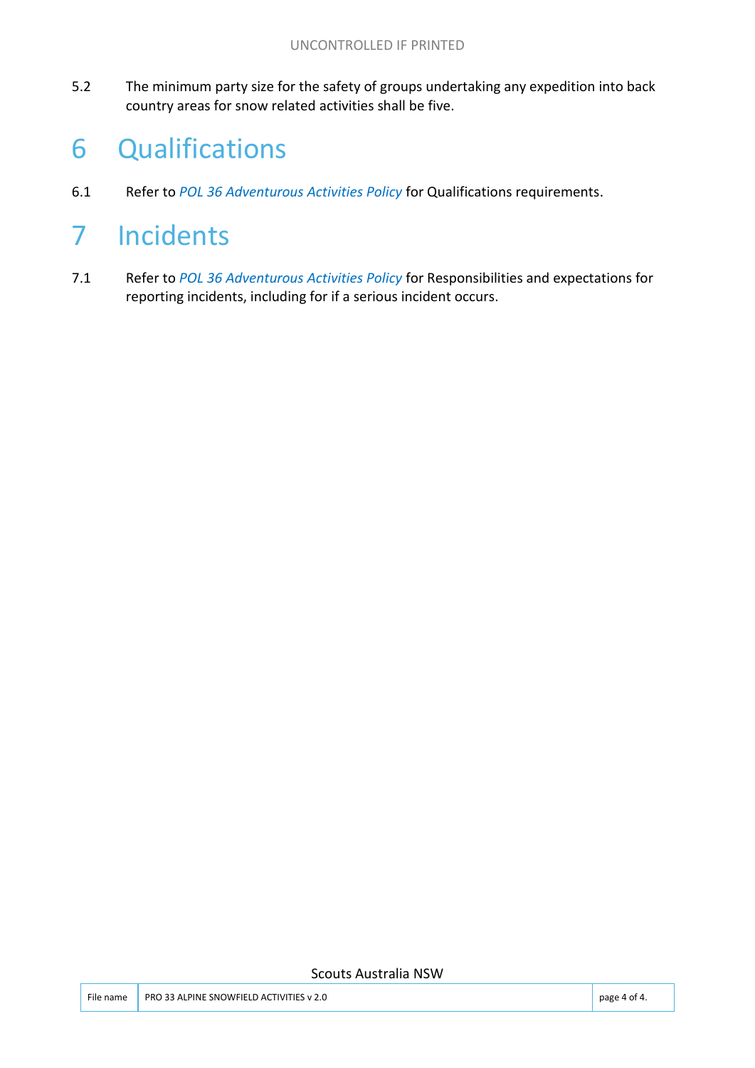5.2 The minimum party size for the safety of groups undertaking any expedition into back country areas for snow related activities shall be five.

# 6 Qualifications

6.1 Refer to *POL 36 Adventurous Activities Policy* for Qualifications requirements.

# 7 Incidents

7.1 Refer to *POL 36 Adventurous Activities Policy* for Responsibilities and expectations for reporting incidents, including for if a serious incident occurs.